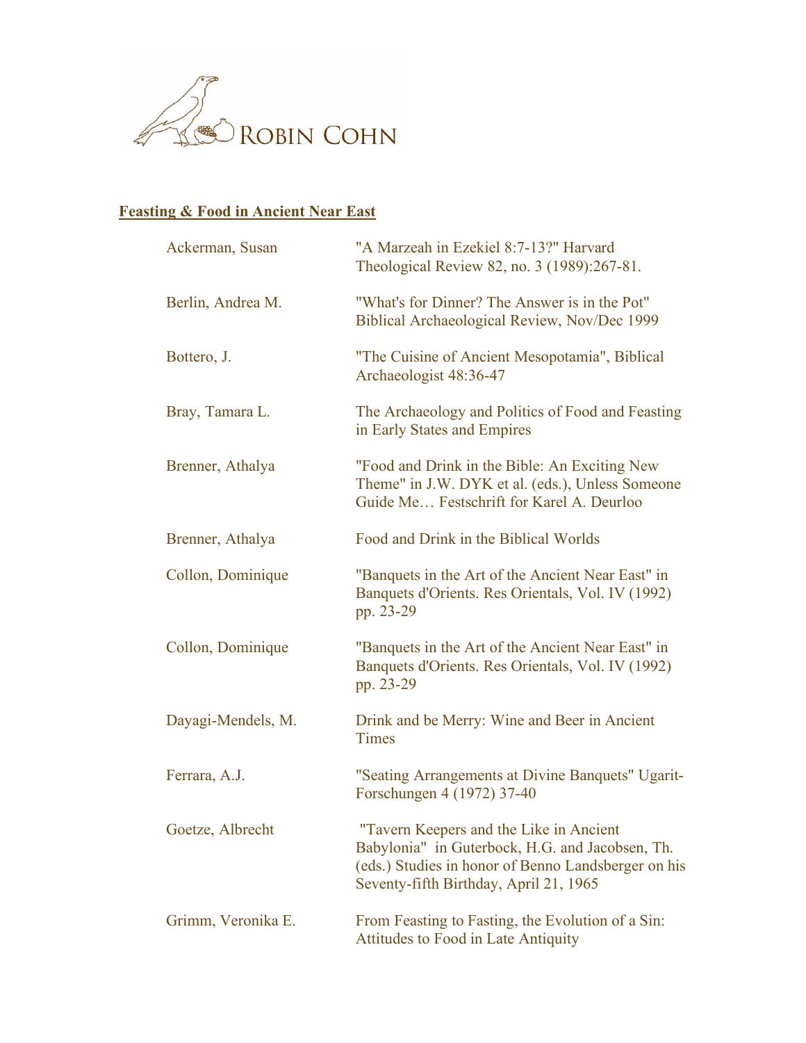ROBIN COHN

## Feasting & Food in Ancient Near East

| | |
|---|---|
| Ackerman, Susan | "A Marzeah in Ezekiel 8:7-13?" Harvard Theological Review 82, no. 3 (1989):267-81. |
| Berlin, Andrea M. | "What's for Dinner? The Answer is in the Pot" Biblical Archaeological Review, Nov/Dec 1999 |
| Bottero, J. | "The Cuisine of Ancient Mesopotamia", Biblical Archaeologist 48:36-47 |
| Bray, Tamara L. | The Archaeology and Politics of Food and Feasting in Early States and Empires |
| Brenner, Athalya | "Food and Drink in the Bible: An Exciting New Theme" in J.W. DYK et al. (eds.), Unless Someone Guide Me… Festschrift for Karel A. Deurloo |
| Brenner, Athalya | Food and Drink in the Biblical Worlds |
| Collon, Dominique | "Banquets in the Art of the Ancient Near East" in Banquets d'Orients. Res Orientals, Vol. IV (1992) pp. 23-29 |
| Collon, Dominique | "Banquets in the Art of the Ancient Near East" in Banquets d'Orients. Res Orientals, Vol. IV (1992) pp. 23-29 |
| Dayagi-Mendels, M. | Drink and be Merry: Wine and Beer in Ancient Times |
| Ferrara, A.J. | "Seating Arrangements at Divine Banquets" Ugarit-Forschungen 4 (1972) 37-40 |
| Goetze, Albrecht | "Tavern Keepers and the Like in Ancient Babylonia" in Guterbock, H.G. and Jacobsen, Th. (eds.) Studies in honor of Benno Landsberger on his Seventy-fifth Birthday, April 21, 1965 |
| Grimm, Veronika E. | From Feasting to Fasting, the Evolution of a Sin: Attitudes to Food in Late Antiquity |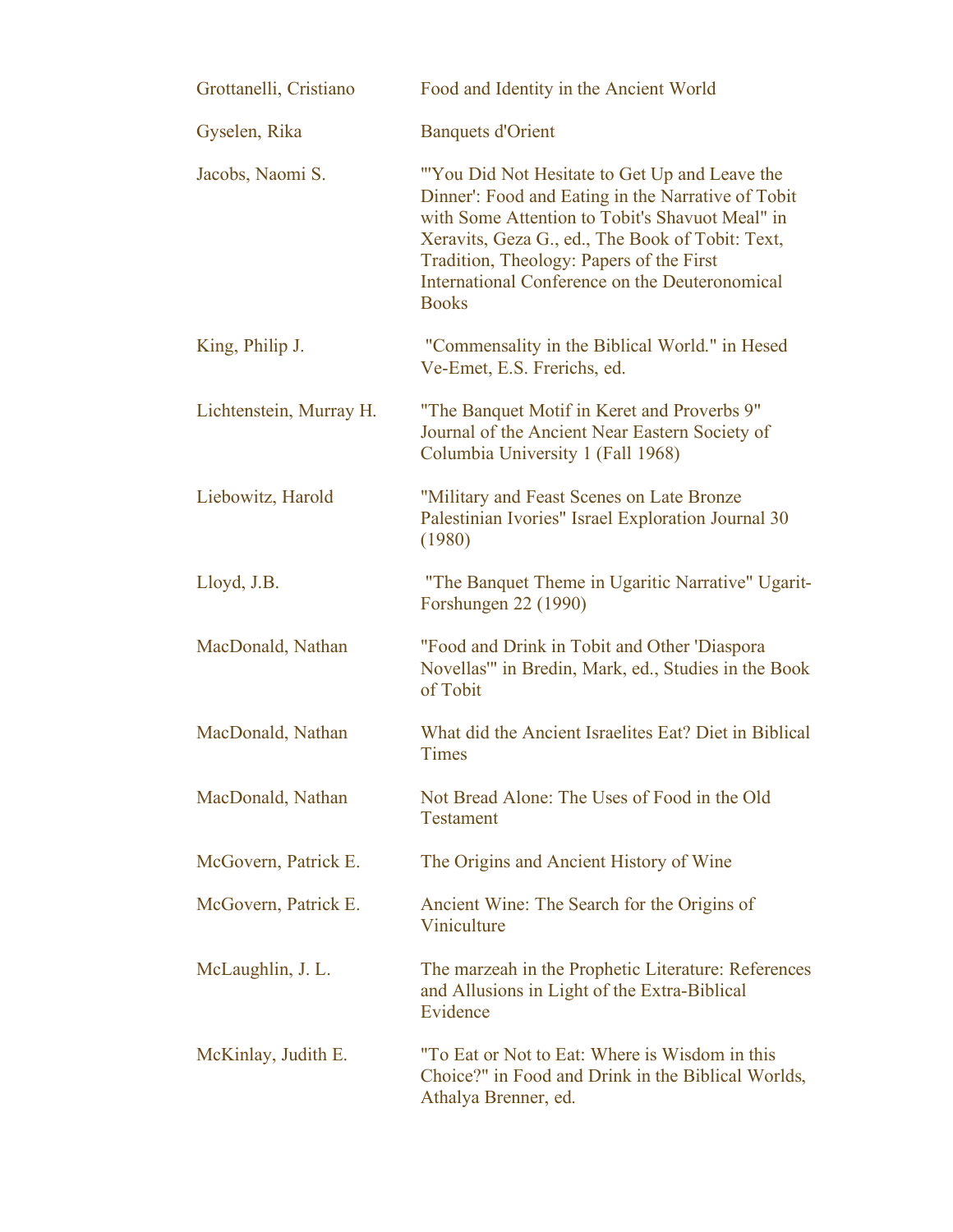| | |
|---|---|
| Grottanelli, Cristiano | Food and Identity in the Ancient World |
| Gyselen, Rika | Banquets d'Orient |
| Jacobs, Naomi S. | "'You Did Not Hesitate to Get Up and Leave the Dinner': Food and Eating in the Narrative of Tobit with Some Attention to Tobit's Shavuot Meal" in Xeravits, Geza G., ed., The Book of Tobit: Text, Tradition, Theology: Papers of the First International Conference on the Deuteronomical Books |
| King, Philip J. | "Commensality in the Biblical World." in Hesed Ve-Emet, E.S. Frerichs, ed. |
| Lichtenstein, Murray H. | "The Banquet Motif in Keret and Proverbs 9" Journal of the Ancient Near Eastern Society of Columbia University 1 (Fall 1968) |
| Liebowitz, Harold | "Military and Feast Scenes on Late Bronze Palestinian Ivories" Israel Exploration Journal 30 (1980) |
| Lloyd, J.B. | "The Banquet Theme in Ugaritic Narrative" Ugarit-Forshungen 22 (1990) |
| MacDonald, Nathan | "Food and Drink in Tobit and Other 'Diaspora Novellas'" in Bredin, Mark, ed., Studies in the Book of Tobit |
| MacDonald, Nathan | What did the Ancient Israelites Eat? Diet in Biblical Times |
| MacDonald, Nathan | Not Bread Alone: The Uses of Food in the Old Testament |
| McGovern, Patrick E. | The Origins and Ancient History of Wine |
| McGovern, Patrick E. | Ancient Wine: The Search for the Origins of Viniculture |
| McLaughlin, J. L. | The marzeah in the Prophetic Literature: References and Allusions in Light of the Extra-Biblical Evidence |
| McKinlay, Judith E. | "To Eat or Not to Eat: Where is Wisdom in this Choice?" in Food and Drink in the Biblical Worlds, Athalya Brenner, ed. |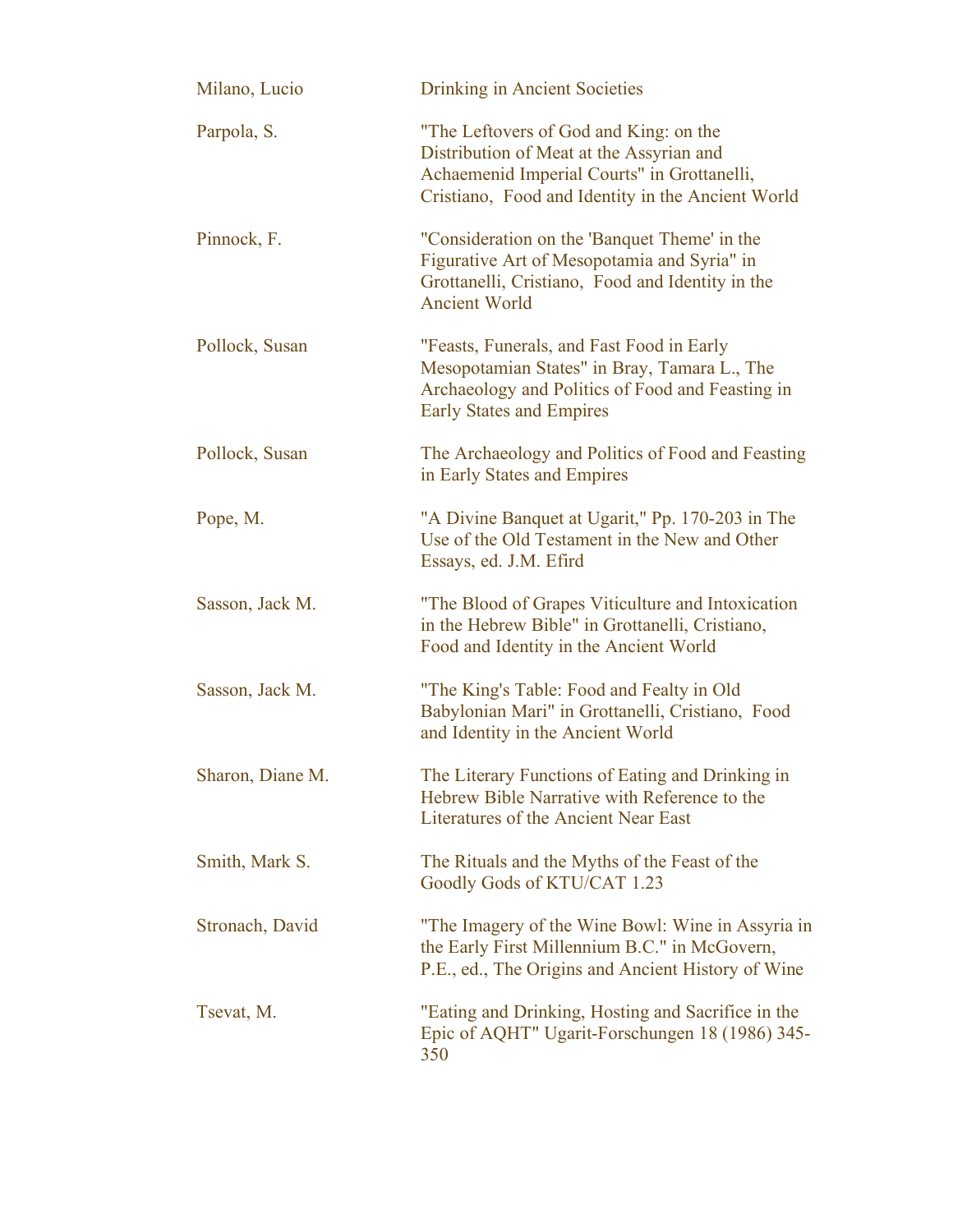| | |
|---|---|
| Milano, Lucio | Drinking in Ancient Societies |
| Parpola, S. | "The Leftovers of God and King: on the Distribution of Meat at the Assyrian and Achaemenid Imperial Courts" in Grottanelli, Cristiano, Food and Identity in the Ancient World |
| Pinnock, F. | "Consideration on the 'Banquet Theme' in the Figurative Art of Mesopotamia and Syria" in Grottanelli, Cristiano, Food and Identity in the Ancient World |
| Pollock, Susan | "Feasts, Funerals, and Fast Food in Early Mesopotamian States" in Bray, Tamara L., The Archaeology and Politics of Food and Feasting in Early States and Empires |
| Pollock, Susan | The Archaeology and Politics of Food and Feasting in Early States and Empires |
| Pope, M. | "A Divine Banquet at Ugarit," Pp. 170-203 in The Use of the Old Testament in the New and Other Essays, ed. J.M. Efird |
| Sasson, Jack M. | "The Blood of Grapes Viticulture and Intoxication in the Hebrew Bible" in Grottanelli, Cristiano, Food and Identity in the Ancient World |
| Sasson, Jack M. | "The King's Table: Food and Fealty in Old Babylonian Mari" in Grottanelli, Cristiano, Food and Identity in the Ancient World |
| Sharon, Diane M. | The Literary Functions of Eating and Drinking in Hebrew Bible Narrative with Reference to the Literatures of the Ancient Near East |
| Smith, Mark S. | The Rituals and the Myths of the Feast of the Goodly Gods of KTU/CAT 1.23 |
| Stronach, David | "The Imagery of the Wine Bowl: Wine in Assyria in the Early First Millennium B.C." in McGovern, P.E., ed., The Origins and Ancient History of Wine |
| Tsevat, M. | "Eating and Drinking, Hosting and Sacrifice in the Epic of AQHT" Ugarit-Forschungen 18 (1986) 345-350 |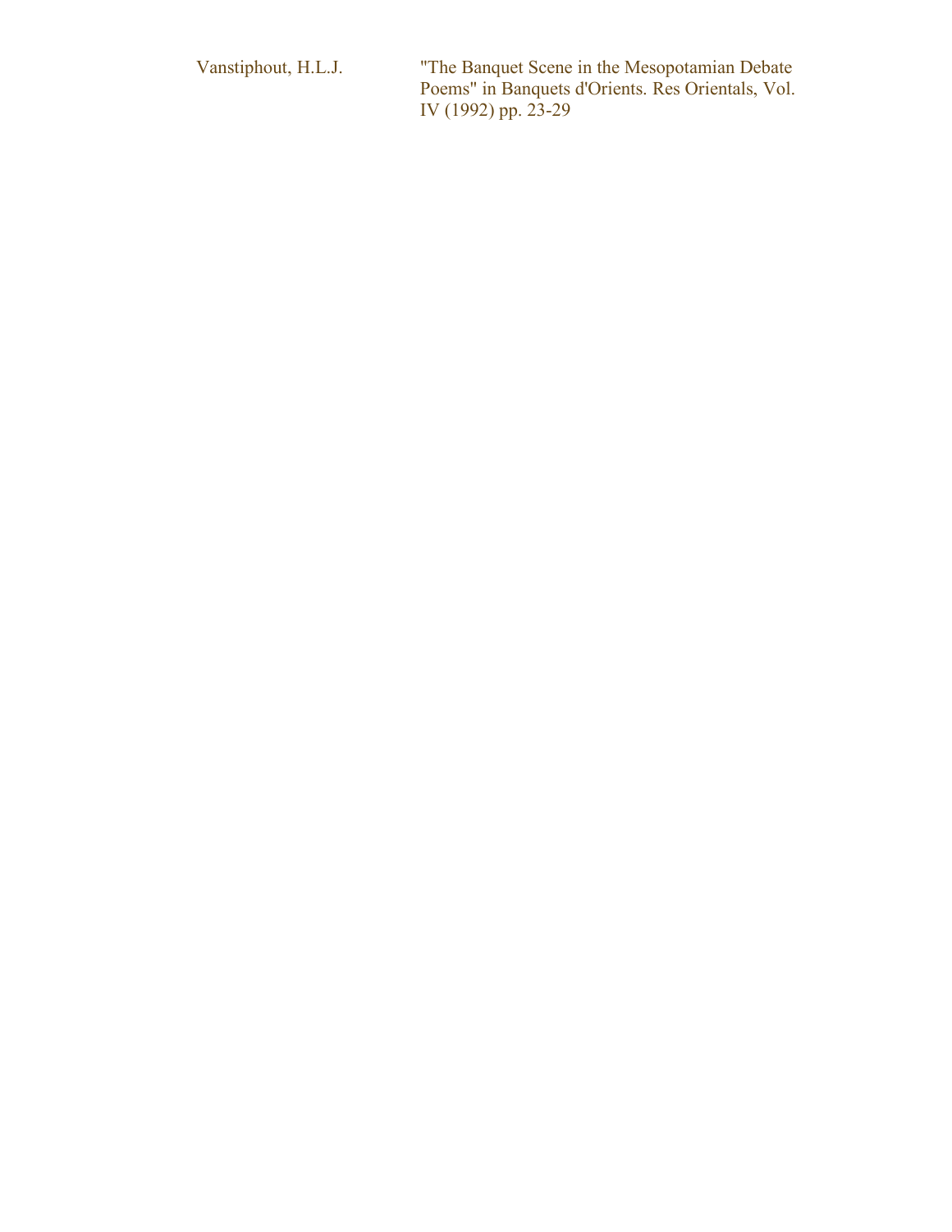Vanstiphout, H.L.J. "The Banquet Scene in the Mesopotamian Debate Poems" in Banquets d'Orients. Res Orientals, Vol. IV (1992) pp. 23-29